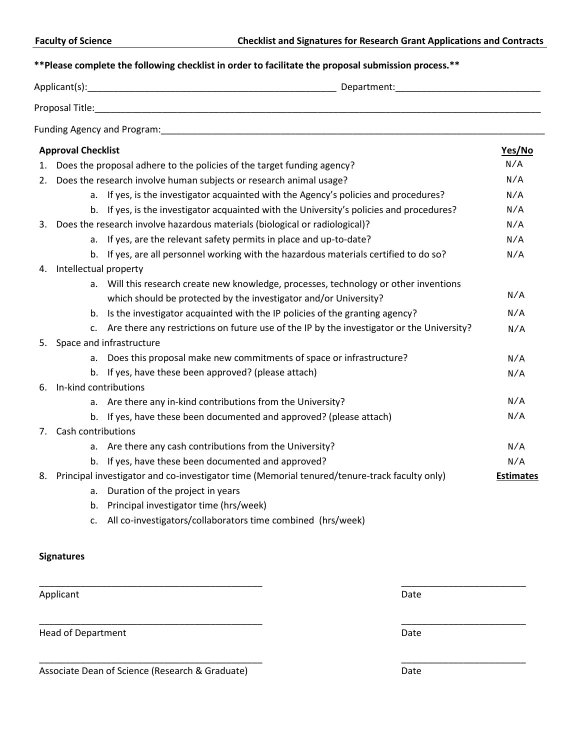**Faculty of Science** **Checklist and Signatures for Research Grant Applications and Contracts**

**\*\*Please complete the following checklist in order to facilitate the proposal submission process.\*\***

Applicant(s):__________________________________________________ Department:____________________________

Proposal Title:__________________________________________________________________________________________

Funding Agency and Program:_______________________________________________________________________________

| **Approval Checklist** | **Yes/No** |
|---|---|
| 1. Does the proposal adhere to the policies of the target funding agency? | N/A |
| 2. Does the research involve human subjects or research animal usage? | N/A |
|     a. If yes, is the investigator acquainted with the Agency's policies and procedures? | N/A |
|     b. If yes, is the investigator acquainted with the University's policies and procedures? | N/A |
| 3. Does the research involve hazardous materials (biological or radiological)? | N/A |
|     a. If yes, are the relevant safety permits in place and up-to-date? | N/A |
|     b. If yes, are all personnel working with the hazardous materials certified to do so? | N/A |
| 4. Intellectual property | |
|     a. Will this research create new knowledge, processes, technology or other inventions which should be protected by the investigator and/or University? | N/A |
|     b. Is the investigator acquainted with the IP policies of the granting agency? | N/A |
|     c. Are there any restrictions on future use of the IP by the investigator or the University? | N/A |
| 5. Space and infrastructure | |
|     a. Does this proposal make new commitments of space or infrastructure? | N/A |
|     b. If yes, have these been approved? (please attach) | N/A |
| 6. In-kind contributions | |
|     a. Are there any in-kind contributions from the University? | N/A |
|     b. If yes, have these been documented and approved? (please attach) | N/A |
| 7. Cash contributions | |
|     a. Are there any cash contributions from the University? | N/A |
|     b. If yes, have these been documented and approved? | N/A |
| 8. Principal investigator and co-investigator time (Memorial tenured/tenure-track faculty only) | **Estimates** |
|     a. Duration of the project in years | |
|     b. Principal investigator time (hrs/week) | |
|     c. All co-investigators/collaborators time combined (hrs/week) | |

**Signatures**

_____________________________________________ _________________________
Applicant Date

_____________________________________________ _________________________
Head of Department Date

_____________________________________________ _________________________
Associate Dean of Science (Research & Graduate) Date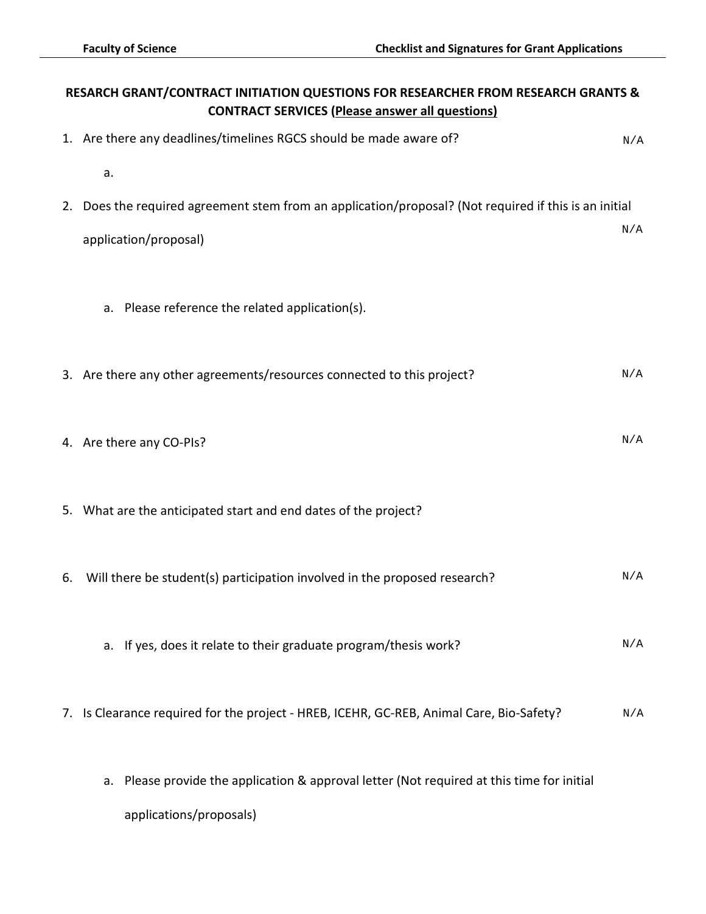## RESARCH GRANT/CONTRACT INITIATION QUESTIONS FOR RESEARCHER FROM RESEARCH GRANTS & CONTRACT SERVICES (<u>Please answer all questions)</u>

1. Are there any deadlines/timelines RGCS should be made aware of? N/A
   a.
2. Does the required agreement stem from an application/proposal? (Not required if this is an initial application/proposal) N/A
   a. Please reference the related application(s).
3. Are there any other agreements/resources connected to this project? N/A
4. Are there any CO-PIs? N/A
5. What are the anticipated start and end dates of the project?
6. Will there be student(s) participation involved in the proposed research? N/A
   a. If yes, does it relate to their graduate program/thesis work? N/A
7. Is Clearance required for the project - HREB, ICEHR, GC-REB, Animal Care, Bio-Safety? N/A
   a. Please provide the application & approval letter (Not required at this time for initial applications/proposals)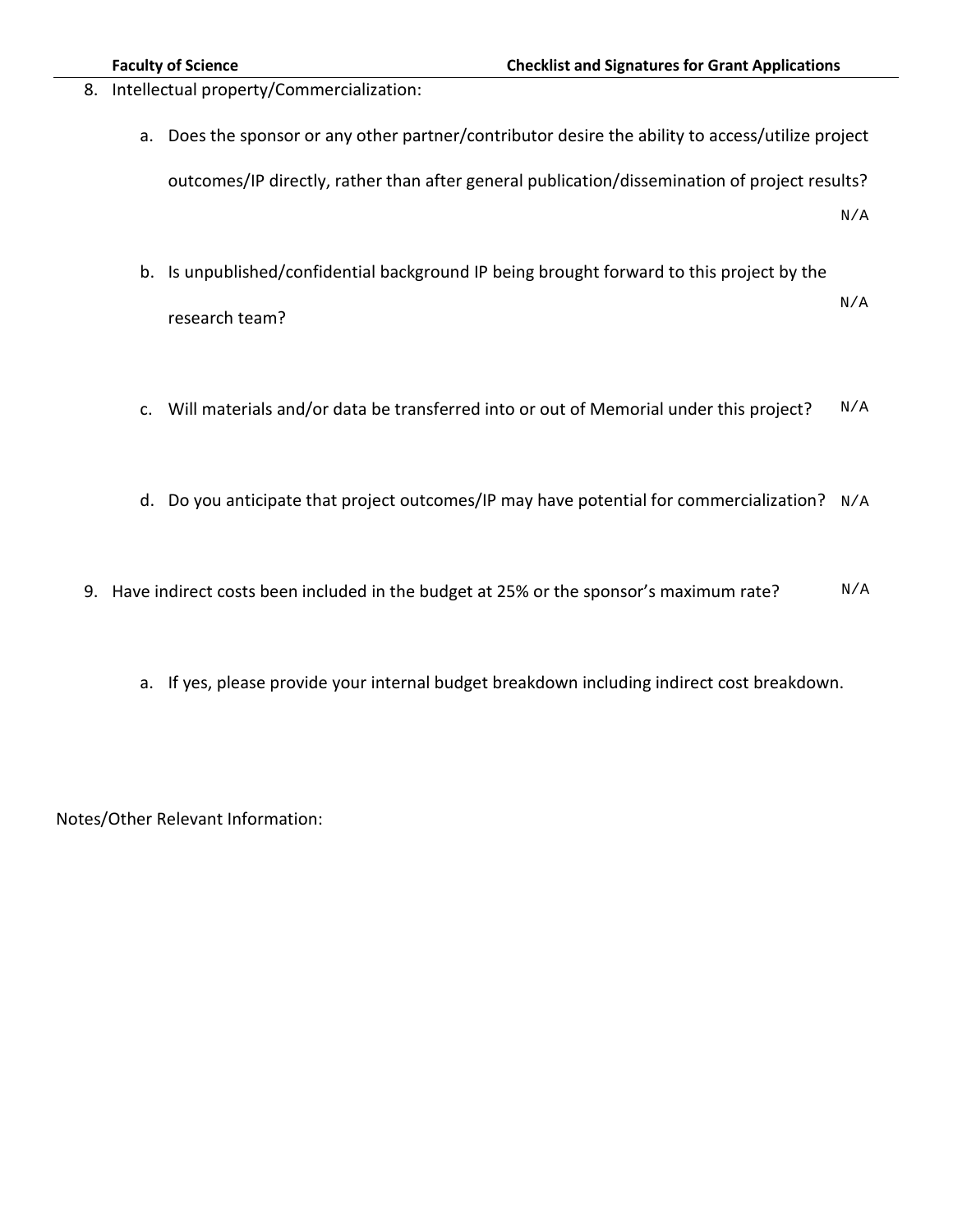8. Intellectual property/Commercialization:

    a. Does the sponsor or any other partner/contributor desire the ability to access/utilize project outcomes/IP directly, rather than after general publication/dissemination of project results? N/A

    b. Is unpublished/confidential background IP being brought forward to this project by the research team? N/A

    c. Will materials and/or data be transferred into or out of Memorial under this project? N/A

    d. Do you anticipate that project outcomes/IP may have potential for commercialization? N/A

9. Have indirect costs been included in the budget at 25% or the sponsor's maximum rate? N/A

    a. If yes, please provide your internal budget breakdown including indirect cost breakdown.

Notes/Other Relevant Information: